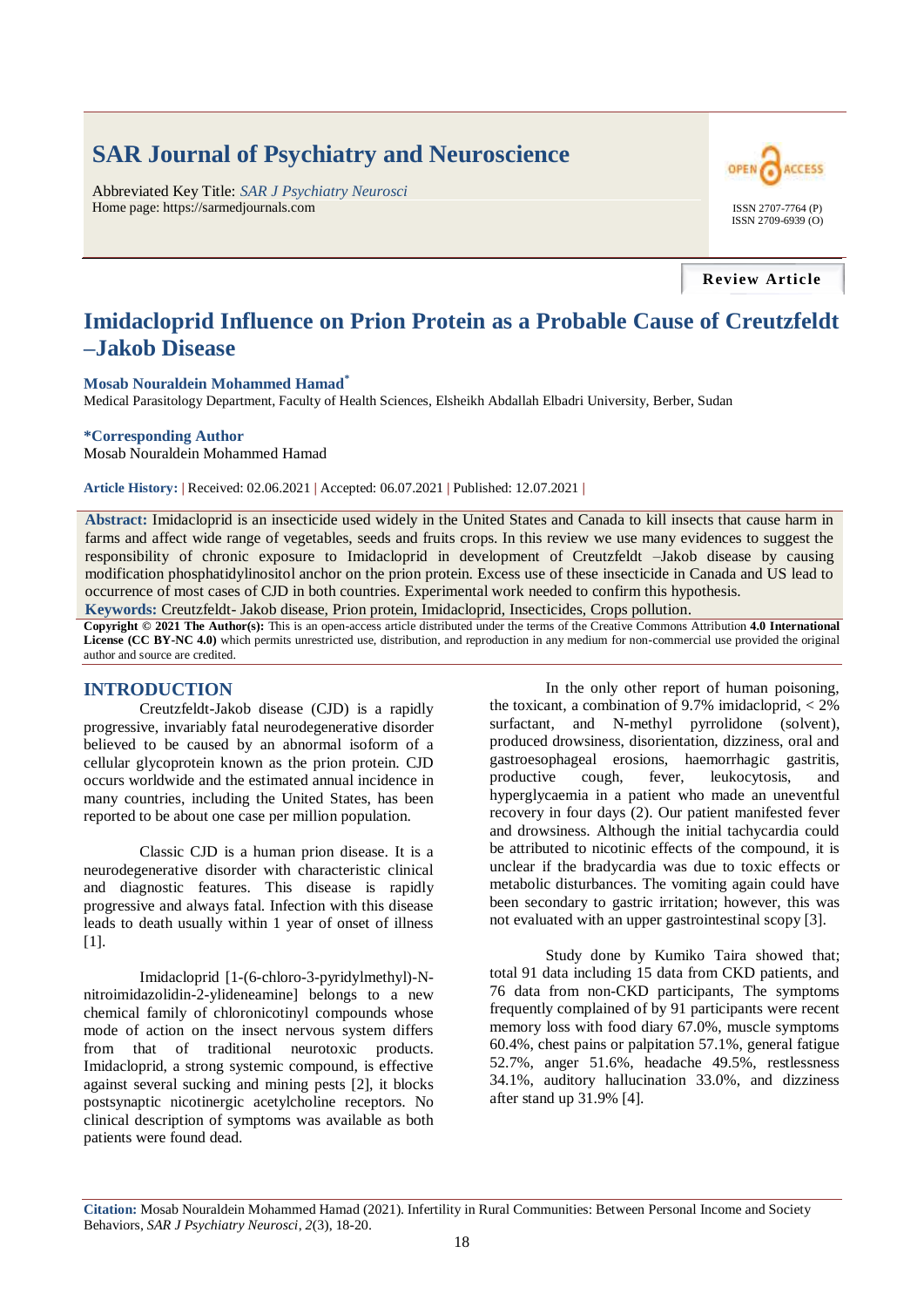# SAR Journal of Psychiatry and Neuroscience

Abbreviated Key Title: *SAR J Psychiatry Neurosci*
Home page: https://sarmedjournals.com

ISSN 2707-7764 (P)
ISSN 2709-6939 (O)

**Review Article**

# Imidacloprid Influence on Prion Protein as a Probable Cause of Creutzfeldt –Jakob Disease

**Mosab Nouraldein Mohammed Hamad***

Medical Parasitology Department, Faculty of Health Sciences, Elsheikh Abdallah Elbadri University, Berber, Sudan

**\*Corresponding Author**
Mosab Nouraldein Mohammed Hamad

**Article History:** | Received: 02.06.2021 | Accepted: 06.07.2021 | Published: 12.07.2021 |

**Abstract:** Imidacloprid is an insecticide used widely in the United States and Canada to kill insects that cause harm in farms and affect wide range of vegetables, seeds and fruits crops. In this review we use many evidences to suggest the responsibility of chronic exposure to Imidacloprid in development of Creutzfeldt –Jakob disease by causing modification phosphatidylinositol anchor on the prion protein. Excess use of these insecticide in Canada and US lead to occurrence of most cases of CJD in both countries. Experimental work needed to confirm this hypothesis.

**Keywords:** Creutzfeldt- Jakob disease, Prion protein, Imidacloprid, Insecticides, Crops pollution.

**Copyright © 2021 The Author(s):** This is an open-access article distributed under the terms of the Creative Commons Attribution **4.0 International License (CC BY-NC 4.0)** which permits unrestricted use, distribution, and reproduction in any medium for non-commercial use provided the original author and source are credited.

## INTRODUCTION

Creutzfeldt-Jakob disease (CJD) is a rapidly progressive, invariably fatal neurodegenerative disorder believed to be caused by an abnormal isoform of a cellular glycoprotein known as the prion protein. CJD occurs worldwide and the estimated annual incidence in many countries, including the United States, has been reported to be about one case per million population.

Classic CJD is a human prion disease. It is a neurodegenerative disorder with characteristic clinical and diagnostic features. This disease is rapidly progressive and always fatal. Infection with this disease leads to death usually within 1 year of onset of illness [1].

Imidacloprid [1-(6-chloro-3-pyridylmethyl)-N-nitroimidazolidin-2-ylideneamine] belongs to a new chemical family of chloronicotinyl compounds whose mode of action on the insect nervous system differs from that of traditional neurotoxic products. Imidacloprid, a strong systemic compound, is effective against several sucking and mining pests [2], it blocks postsynaptic nicotinergic acetylcholine receptors. No clinical description of symptoms was available as both patients were found dead.

In the only other report of human poisoning, the toxicant, a combination of 9.7% imidacloprid, < 2% surfactant, and N-methyl pyrrolidone (solvent), produced drowsiness, disorientation, dizziness, oral and gastroesophageal erosions, haemorrhagic gastritis, productive cough, fever, leukocytosis, and hyperglycaemia in a patient who made an uneventful recovery in four days (2). Our patient manifested fever and drowsiness. Although the initial tachycardia could be attributed to nicotinic effects of the compound, it is unclear if the bradycardia was due to toxic effects or metabolic disturbances. The vomiting again could have been secondary to gastric irritation; however, this was not evaluated with an upper gastrointestinal scopy [3].

Study done by Kumiko Taira showed that; total 91 data including 15 data from CKD patients, and 76 data from non-CKD participants, The symptoms frequently complained of by 91 participants were recent memory loss with food diary 67.0%, muscle symptoms 60.4%, chest pains or palpitation 57.1%, general fatigue 52.7%, anger 51.6%, headache 49.5%, restlessness 34.1%, auditory hallucination 33.0%, and dizziness after stand up 31.9% [4].

**Citation:** Mosab Nouraldein Mohammed Hamad (2021). Infertility in Rural Communities: Between Personal Income and Society Behaviors, *SAR J Psychiatry Neurosci*, *2*(3), 18-20.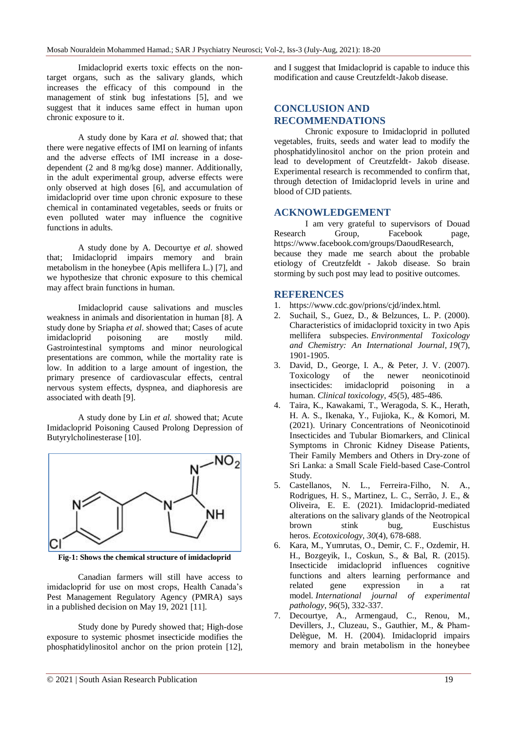Imidacloprid exerts toxic effects on the non-target organs, such as the salivary glands, which increases the efficacy of this compound in the management of stink bug infestations [5], and we suggest that it induces same effect in human upon chronic exposure to it.

A study done by Kara *et al.* showed that; that there were negative effects of IMI on learning of infants and the adverse effects of IMI increase in a dose-dependent (2 and 8 mg/kg dose) manner. Additionally, in the adult experimental group, adverse effects were only observed at high doses [6], and accumulation of imidacloprid over time upon chronic exposure to these chemical in contaminated vegetables, seeds or fruits or even polluted water may influence the cognitive functions in adults.

A study done by A. Decourtye *et al*. showed that; Imidacloprid impairs memory and brain metabolism in the honeybee (Apis mellifera L.) [7], and we hypothesize that chronic exposure to this chemical may affect brain functions in human.

Imidacloprid cause salivations and muscles weakness in animals and disorientation in human [8]. A study done by Sriapha *et al*. showed that; Cases of acute imidacloprid poisoning are mostly mild. Gastrointestinal symptoms and minor neurological presentations are common, while the mortality rate is low. In addition to a large amount of ingestion, the primary presence of cardiovascular effects, central nervous system effects, dyspnea, and diaphoresis are associated with death [9].

A study done by Lin *et al.* showed that; Acute Imidacloprid Poisoning Caused Prolong Depression of Butyrylcholinesterase [10].

**Fig-1: Shows the chemical structure of imidacloprid**

Canadian farmers will still have access to imidacloprid for use on most crops, Health Canada's Pest Management Regulatory Agency (PMRA) says in a published decision on May 19, 2021 [11].

Study done by Puredy showed that; High-dose exposure to systemic phosmet insecticide modifies the phosphatidylinositol anchor on the prion protein [12], and I suggest that Imidacloprid is capable to induce this modification and cause Creutzfeldt-Jakob disease.

## CONCLUSION AND RECOMMENDATIONS

Chronic exposure to Imidacloprid in polluted vegetables, fruits, seeds and water lead to modify the phosphatidylinositol anchor on the prion protein and lead to development of Creutzfeldt- Jakob disease. Experimental research is recommended to confirm that, through detection of Imidacloprid levels in urine and blood of CJD patients.

## ACKNOWLEDGEMENT

I am very grateful to supervisors of Douad Research Group, Facebook page, https://www.facebook.com/groups/DaoudResearch, because they made me search about the probable etiology of Creutzfeldt - Jakob disease. So brain storming by such post may lead to positive outcomes.

## REFERENCES

1. https://www.cdc.gov/prions/cjd/index.html.
2. Suchail, S., Guez, D., & Belzunces, L. P. (2000). Characteristics of imidacloprid toxicity in two Apis mellifera subspecies. *Environmental Toxicology and Chemistry: An International Journal*, *19*(7), 1901-1905.
3. David, D., George, I. A., & Peter, J. V. (2007). Toxicology of the newer neonicotinoid insecticides: imidacloprid poisoning in a human. *Clinical toxicology*, *45*(5), 485-486.
4. Taira, K., Kawakami, T., Weragoda, S. K., Herath, H. A. S., Ikenaka, Y., Fujioka, K., & Komori, M. (2021). Urinary Concentrations of Neonicotinoid Insecticides and Tubular Biomarkers, and Clinical Symptoms in Chronic Kidney Disease Patients, Their Family Members and Others in Dry-zone of Sri Lanka: a Small Scale Field-based Case-Control Study.
5. Castellanos, N. L., Ferreira-Filho, N. A., Rodrigues, H. S., Martinez, L. C., Serrão, J. E., & Oliveira, E. E. (2021). Imidacloprid-mediated alterations on the salivary glands of the Neotropical brown stink bug, Euschistus heros. *Ecotoxicology*, *30*(4), 678-688.
6. Kara, M., Yumrutas, O., Demir, C. F., Ozdemir, H. H., Bozgeyik, I., Coskun, S., & Bal, R. (2015). Insecticide imidacloprid influences cognitive functions and alters learning performance and related gene expression in a rat model. *International journal of experimental pathology*, *96*(5), 332-337.
7. Decourtye, A., Armengaud, C., Renou, M., Devillers, J., Cluzeau, S., Gauthier, M., & Pham-Delègue, M. H. (2004). Imidacloprid impairs memory and brain metabolism in the honeybee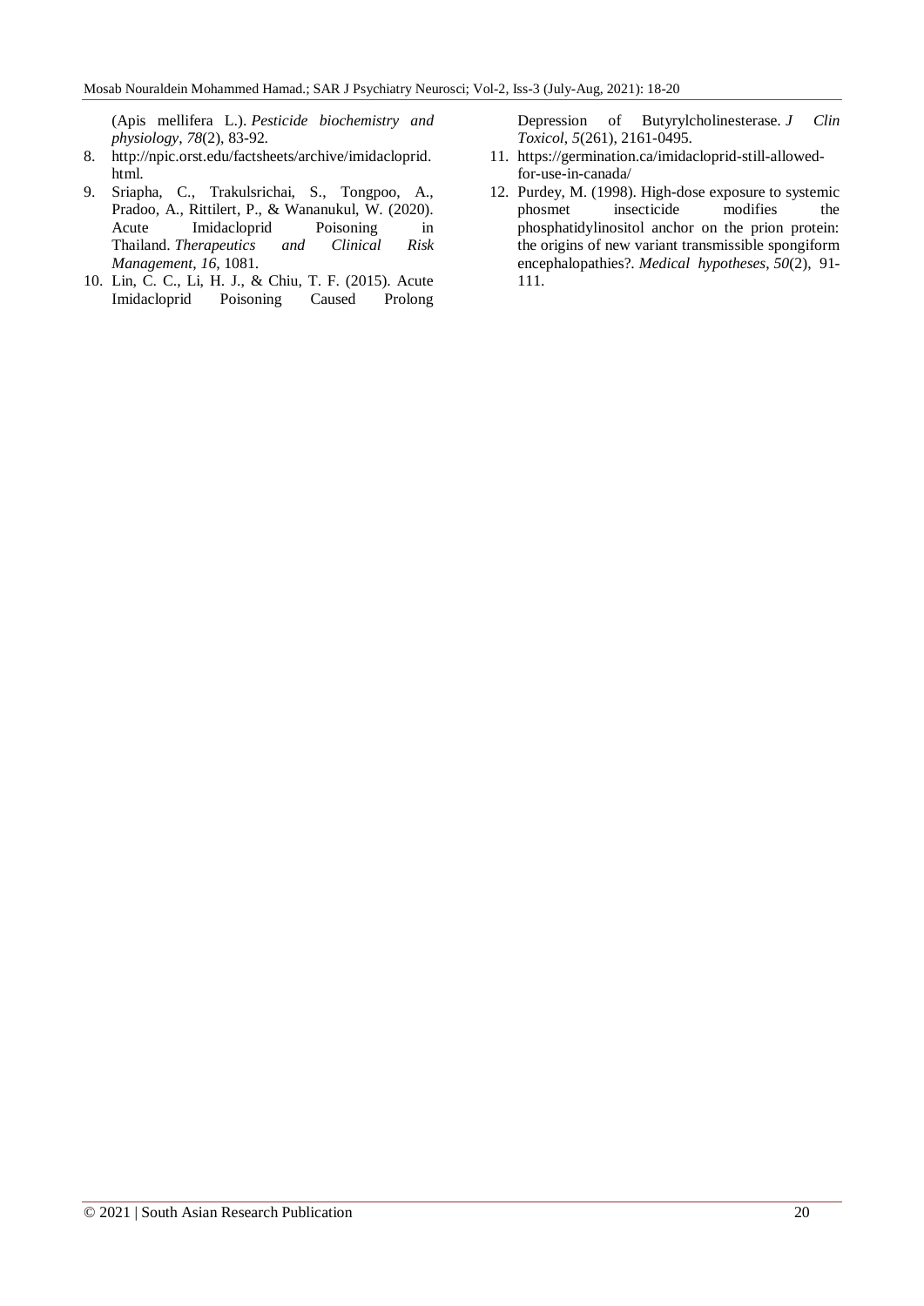(Apis mellifera L.). *Pesticide biochemistry and physiology*, *78*(2), 83-92.

8. http://npic.orst.edu/factsheets/archive/imidacloprid.html.
9. Sriapha, C., Trakulsrichai, S., Tongpoo, A., Pradoo, A., Rittilert, P., & Wananukul, W. (2020). Acute Imidacloprid Poisoning in Thailand. *Therapeutics and Clinical Risk Management*, *16*, 1081.
10. Lin, C. C., Li, H. J., & Chiu, T. F. (2015). Acute Imidacloprid Poisoning Caused Prolong Depression of Butyrylcholinesterase. *J Clin Toxicol*, *5*(261), 2161-0495.
11. https://germination.ca/imidacloprid-still-allowed-for-use-in-canada/
12. Purdey, M. (1998). High-dose exposure to systemic phosmet insecticide modifies the phosphatidylinositol anchor on the prion protein: the origins of new variant transmissible spongiform encephalopathies?. *Medical hypotheses*, *50*(2), 91-111.